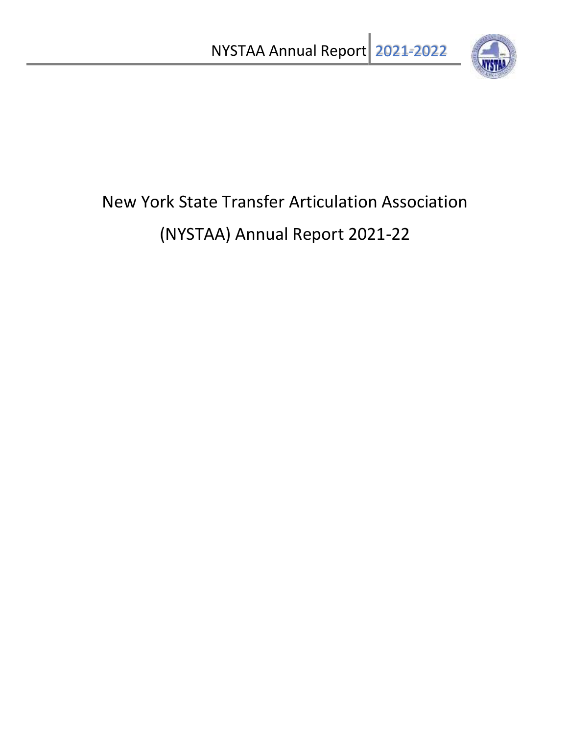# New York State Transfer Articulation Association (NYSTAA) Annual Report 2021-22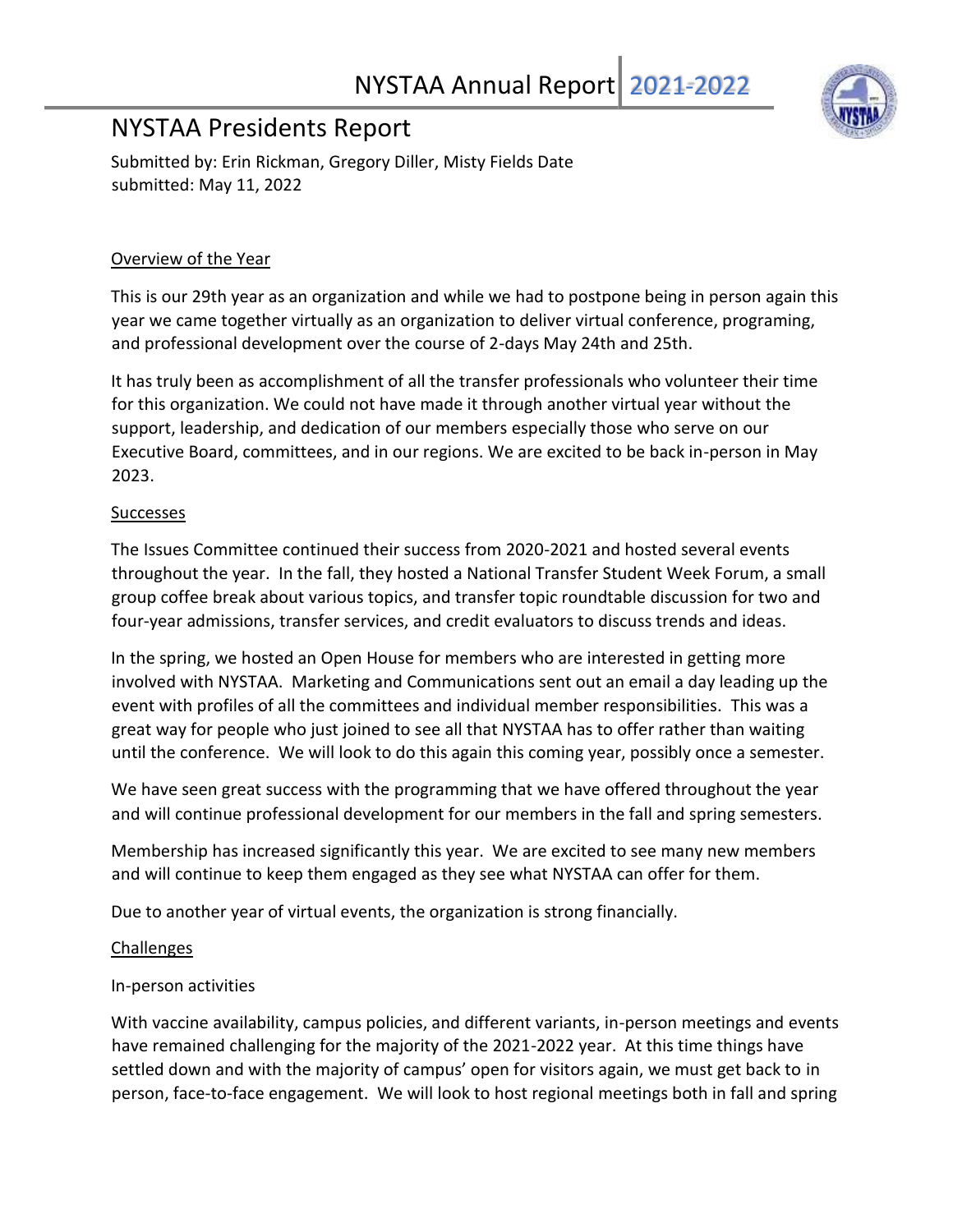# NYSTAA Presidents Report

Submitted by: Erin Rickman, Gregory Diller, Misty Fields Date submitted: May 11, 2022

## Overview of the Year

This is our 29th year as an organization and while we had to postpone being in person again this year we came together virtually as an organization to deliver virtual conference, programing, and professional development over the course of 2-days May 24th and 25th.

It has truly been as accomplishment of all the transfer professionals who volunteer their time for this organization. We could not have made it through another virtual year without the support, leadership, and dedication of our members especially those who serve on our Executive Board, committees, and in our regions. We are excited to be back in-person in May 2023.

## Successes

The Issues Committee continued their success from 2020-2021 and hosted several events throughout the year. In the fall, they hosted a National Transfer Student Week Forum, a small group coffee break about various topics, and transfer topic roundtable discussion for two and four-year admissions, transfer services, and credit evaluators to discuss trends and ideas.

In the spring, we hosted an Open House for members who are interested in getting more involved with NYSTAA. Marketing and Communications sent out an email a day leading up the event with profiles of all the committees and individual member responsibilities. This was a great way for people who just joined to see all that NYSTAA has to offer rather than waiting until the conference. We will look to do this again this coming year, possibly once a semester.

We have seen great success with the programming that we have offered throughout the year and will continue professional development for our members in the fall and spring semesters.

Membership has increased significantly this year. We are excited to see many new members and will continue to keep them engaged as they see what NYSTAA can offer for them.

Due to another year of virtual events, the organization is strong financially.

## Challenges

In-person activities

With vaccine availability, campus policies, and different variants, in-person meetings and events have remained challenging for the majority of the 2021-2022 year. At this time things have settled down and with the majority of campus' open for visitors again, we must get back to in person, face-to-face engagement. We will look to host regional meetings both in fall and spring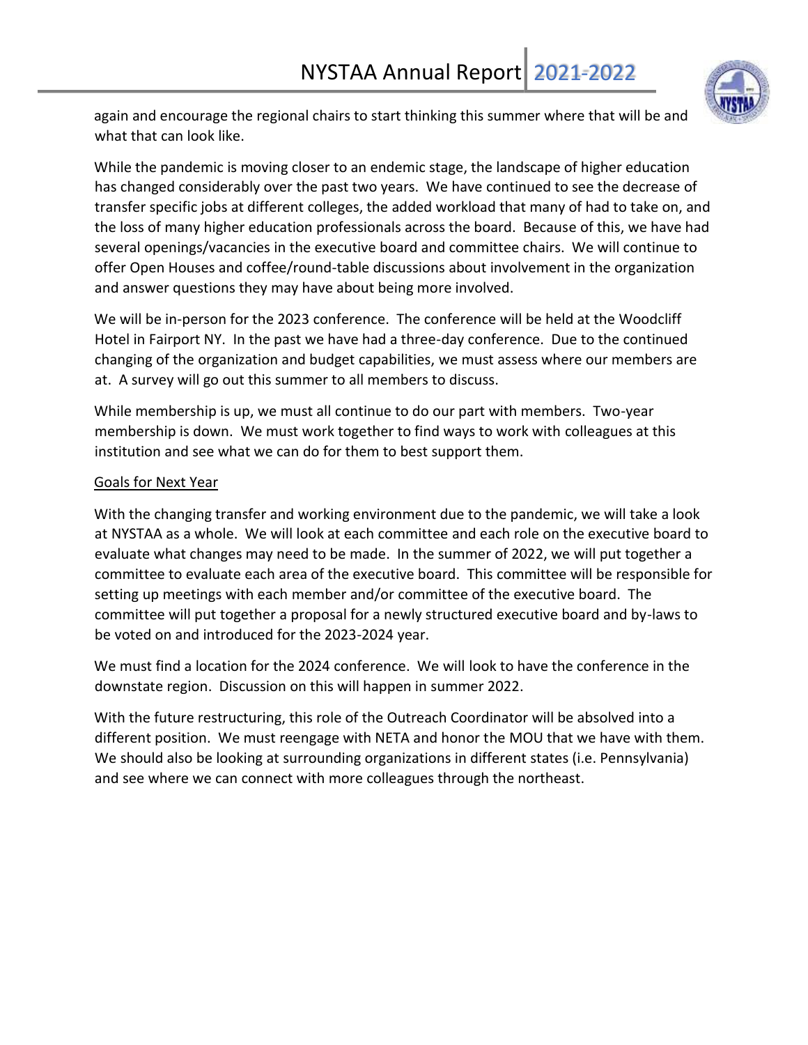again and encourage the regional chairs to start thinking this summer where that will be and what that can look like.

While the pandemic is moving closer to an endemic stage, the landscape of higher education has changed considerably over the past two years. We have continued to see the decrease of transfer specific jobs at different colleges, the added workload that many of had to take on, and the loss of many higher education professionals across the board. Because of this, we have had several openings/vacancies in the executive board and committee chairs. We will continue to offer Open Houses and coffee/round-table discussions about involvement in the organization and answer questions they may have about being more involved.

We will be in-person for the 2023 conference. The conference will be held at the Woodcliff Hotel in Fairport NY. In the past we have had a three-day conference. Due to the continued changing of the organization and budget capabilities, we must assess where our members are at. A survey will go out this summer to all members to discuss.

While membership is up, we must all continue to do our part with members. Two-year membership is down. We must work together to find ways to work with colleagues at this institution and see what we can do for them to best support them.

<u>Goals for Next Year</u>

With the changing transfer and working environment due to the pandemic, we will take a look at NYSTAA as a whole. We will look at each committee and each role on the executive board to evaluate what changes may need to be made. In the summer of 2022, we will put together a committee to evaluate each area of the executive board. This committee will be responsible for setting up meetings with each member and/or committee of the executive board. The committee will put together a proposal for a newly structured executive board and by-laws to be voted on and introduced for the 2023-2024 year.

We must find a location for the 2024 conference. We will look to have the conference in the downstate region. Discussion on this will happen in summer 2022.

With the future restructuring, this role of the Outreach Coordinator will be absolved into a different position. We must reengage with NETA and honor the MOU that we have with them. We should also be looking at surrounding organizations in different states (i.e. Pennsylvania) and see where we can connect with more colleagues through the northeast.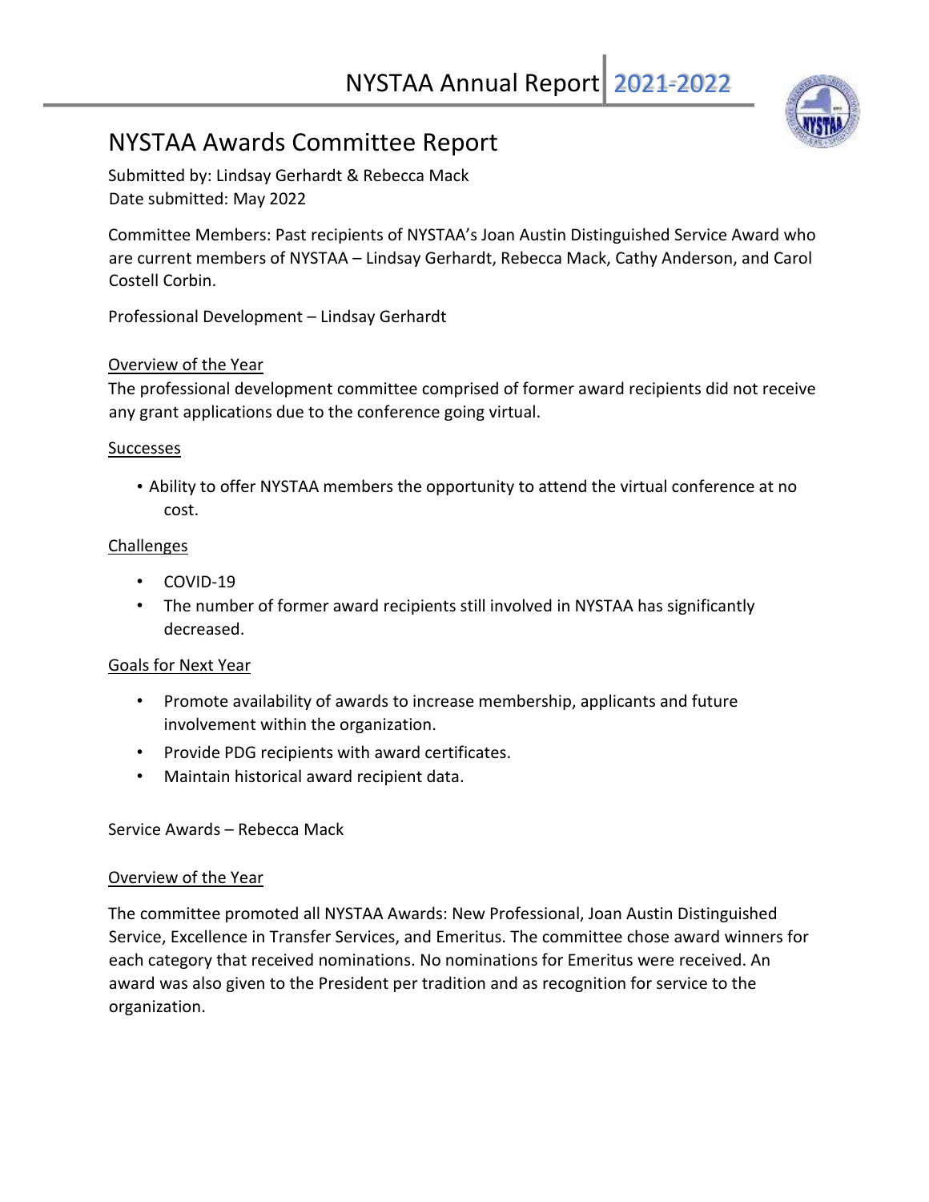# NYSTAA Awards Committee Report

Submitted by: Lindsay Gerhardt & Rebecca Mack
Date submitted: May 2022

Committee Members: Past recipients of NYSTAA's Joan Austin Distinguished Service Award who are current members of NYSTAA – Lindsay Gerhardt, Rebecca Mack, Cathy Anderson, and Carol Costell Corbin.

Professional Development – Lindsay Gerhardt

## Overview of the Year

The professional development committee comprised of former award recipients did not receive any grant applications due to the conference going virtual.

## Successes

- Ability to offer NYSTAA members the opportunity to attend the virtual conference at no cost.

## Challenges

- COVID-19
- The number of former award recipients still involved in NYSTAA has significantly decreased.

## Goals for Next Year

- Promote availability of awards to increase membership, applicants and future involvement within the organization.
- Provide PDG recipients with award certificates.
- Maintain historical award recipient data.

Service Awards – Rebecca Mack

## Overview of the Year

The committee promoted all NYSTAA Awards: New Professional, Joan Austin Distinguished Service, Excellence in Transfer Services, and Emeritus. The committee chose award winners for each category that received nominations. No nominations for Emeritus were received. An award was also given to the President per tradition and as recognition for service to the organization.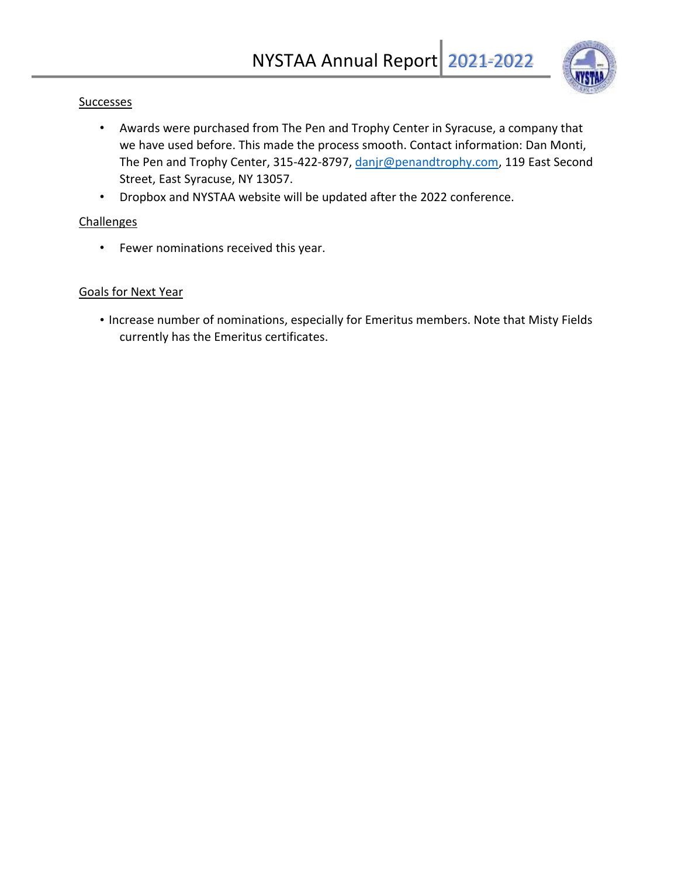Successes

- Awards were purchased from The Pen and Trophy Center in Syracuse, a company that we have used before. This made the process smooth. Contact information: Dan Monti, The Pen and Trophy Center, 315-422-8797, danjr@penandtrophy.com, 119 East Second Street, East Syracuse, NY 13057.
- Dropbox and NYSTAA website will be updated after the 2022 conference.

Challenges

- Fewer nominations received this year.

Goals for Next Year

- Increase number of nominations, especially for Emeritus members. Note that Misty Fields currently has the Emeritus certificates.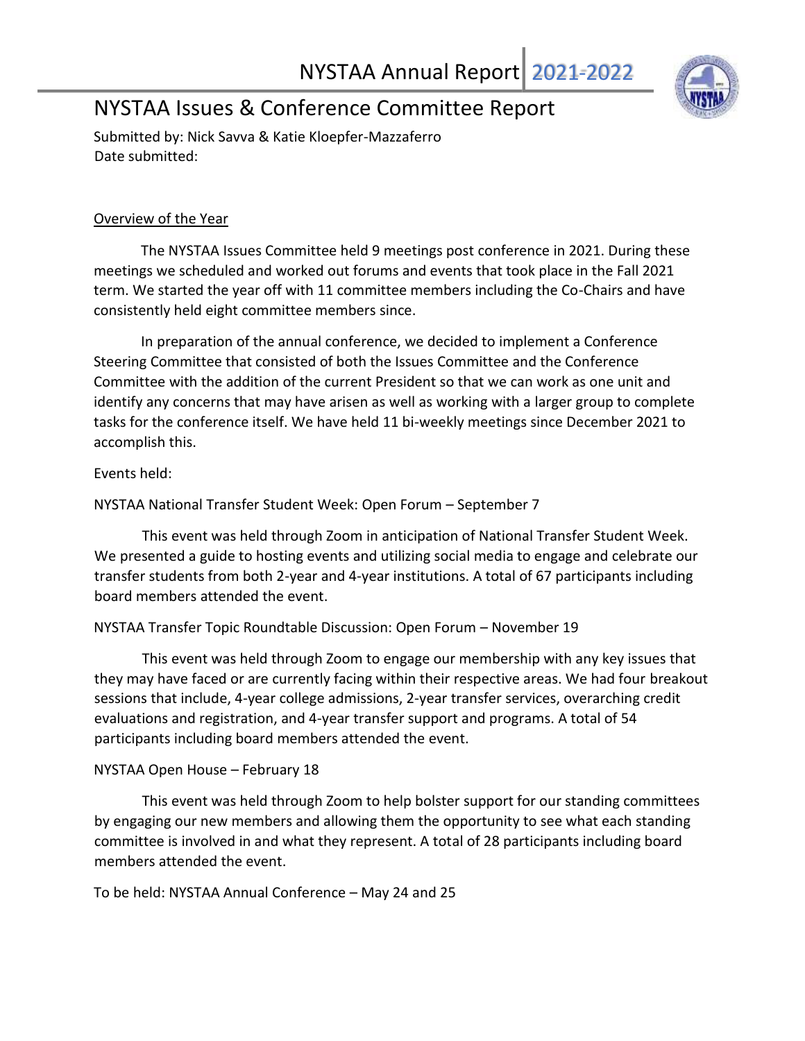# NYSTAA Issues & Conference Committee Report

Submitted by: Nick Savva & Katie Kloepfer-Mazzaferro
Date submitted:

## Overview of the Year

The NYSTAA Issues Committee held 9 meetings post conference in 2021. During these meetings we scheduled and worked out forums and events that took place in the Fall 2021 term. We started the year off with 11 committee members including the Co-Chairs and have consistently held eight committee members since.

In preparation of the annual conference, we decided to implement a Conference Steering Committee that consisted of both the Issues Committee and the Conference Committee with the addition of the current President so that we can work as one unit and identify any concerns that may have arisen as well as working with a larger group to complete tasks for the conference itself. We have held 11 bi-weekly meetings since December 2021 to accomplish this.

Events held:

NYSTAA National Transfer Student Week: Open Forum – September 7

This event was held through Zoom in anticipation of National Transfer Student Week. We presented a guide to hosting events and utilizing social media to engage and celebrate our transfer students from both 2-year and 4-year institutions. A total of 67 participants including board members attended the event.

NYSTAA Transfer Topic Roundtable Discussion: Open Forum – November 19

This event was held through Zoom to engage our membership with any key issues that they may have faced or are currently facing within their respective areas. We had four breakout sessions that include, 4-year college admissions, 2-year transfer services, overarching credit evaluations and registration, and 4-year transfer support and programs. A total of 54 participants including board members attended the event.

NYSTAA Open House – February 18

This event was held through Zoom to help bolster support for our standing committees by engaging our new members and allowing them the opportunity to see what each standing committee is involved in and what they represent. A total of 28 participants including board members attended the event.

To be held: NYSTAA Annual Conference – May 24 and 25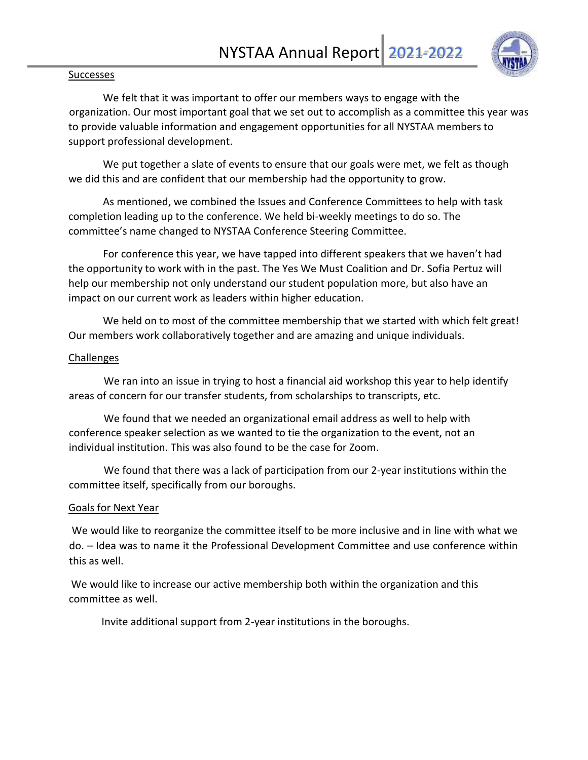Successes

We felt that it was important to offer our members ways to engage with the organization. Our most important goal that we set out to accomplish as a committee this year was to provide valuable information and engagement opportunities for all NYSTAA members to support professional development.

We put together a slate of events to ensure that our goals were met, we felt as though we did this and are confident that our membership had the opportunity to grow.

As mentioned, we combined the Issues and Conference Committees to help with task completion leading up to the conference. We held bi-weekly meetings to do so. The committee's name changed to NYSTAA Conference Steering Committee.

For conference this year, we have tapped into different speakers that we haven't had the opportunity to work with in the past. The Yes We Must Coalition and Dr. Sofia Pertuz will help our membership not only understand our student population more, but also have an impact on our current work as leaders within higher education.

We held on to most of the committee membership that we started with which felt great! Our members work collaboratively together and are amazing and unique individuals.

Challenges

We ran into an issue in trying to host a financial aid workshop this year to help identify areas of concern for our transfer students, from scholarships to transcripts, etc.

We found that we needed an organizational email address as well to help with conference speaker selection as we wanted to tie the organization to the event, not an individual institution. This was also found to be the case for Zoom.

We found that there was a lack of participation from our 2-year institutions within the committee itself, specifically from our boroughs.

Goals for Next Year

We would like to reorganize the committee itself to be more inclusive and in line with what we do. – Idea was to name it the Professional Development Committee and use conference within this as well.

We would like to increase our active membership both within the organization and this committee as well.

Invite additional support from 2-year institutions in the boroughs.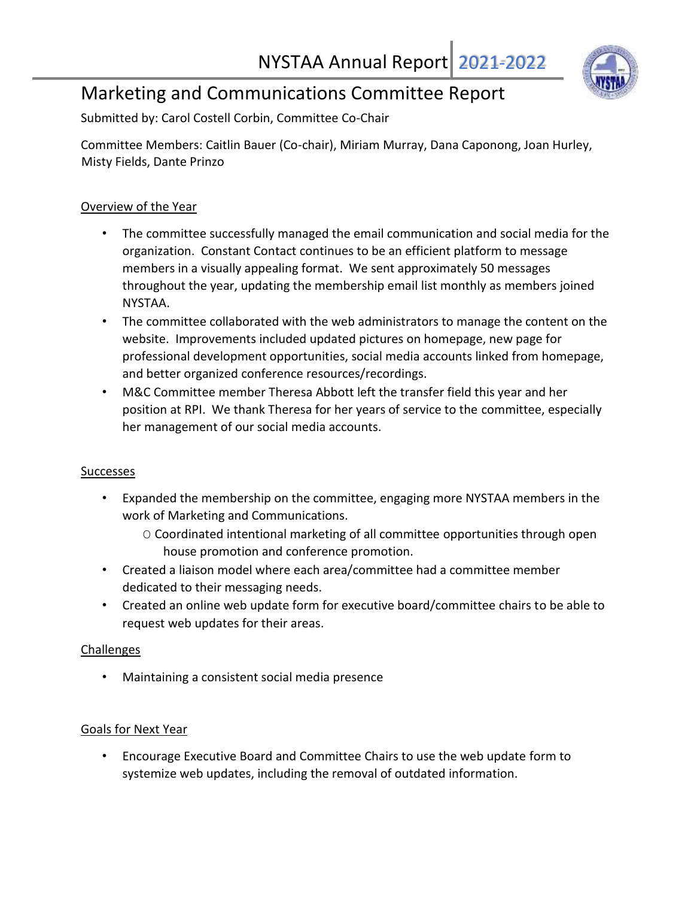## Marketing and Communications Committee Report

Submitted by: Carol Costell Corbin, Committee Co-Chair

Committee Members: Caitlin Bauer (Co-chair), Miriam Murray, Dana Caponong, Joan Hurley, Misty Fields, Dante Prinzo

### Overview of the Year

- The committee successfully managed the email communication and social media for the organization. Constant Contact continues to be an efficient platform to message members in a visually appealing format. We sent approximately 50 messages throughout the year, updating the membership email list monthly as members joined NYSTAA.
- The committee collaborated with the web administrators to manage the content on the website. Improvements included updated pictures on homepage, new page for professional development opportunities, social media accounts linked from homepage, and better organized conference resources/recordings.
- M&C Committee member Theresa Abbott left the transfer field this year and her position at RPI. We thank Theresa for her years of service to the committee, especially her management of our social media accounts.

### Successes

- Expanded the membership on the committee, engaging more NYSTAA members in the work of Marketing and Communications.
  - Coordinated intentional marketing of all committee opportunities through open house promotion and conference promotion.
- Created a liaison model where each area/committee had a committee member dedicated to their messaging needs.
- Created an online web update form for executive board/committee chairs to be able to request web updates for their areas.

### Challenges

- Maintaining a consistent social media presence

### Goals for Next Year

- Encourage Executive Board and Committee Chairs to use the web update form to systemize web updates, including the removal of outdated information.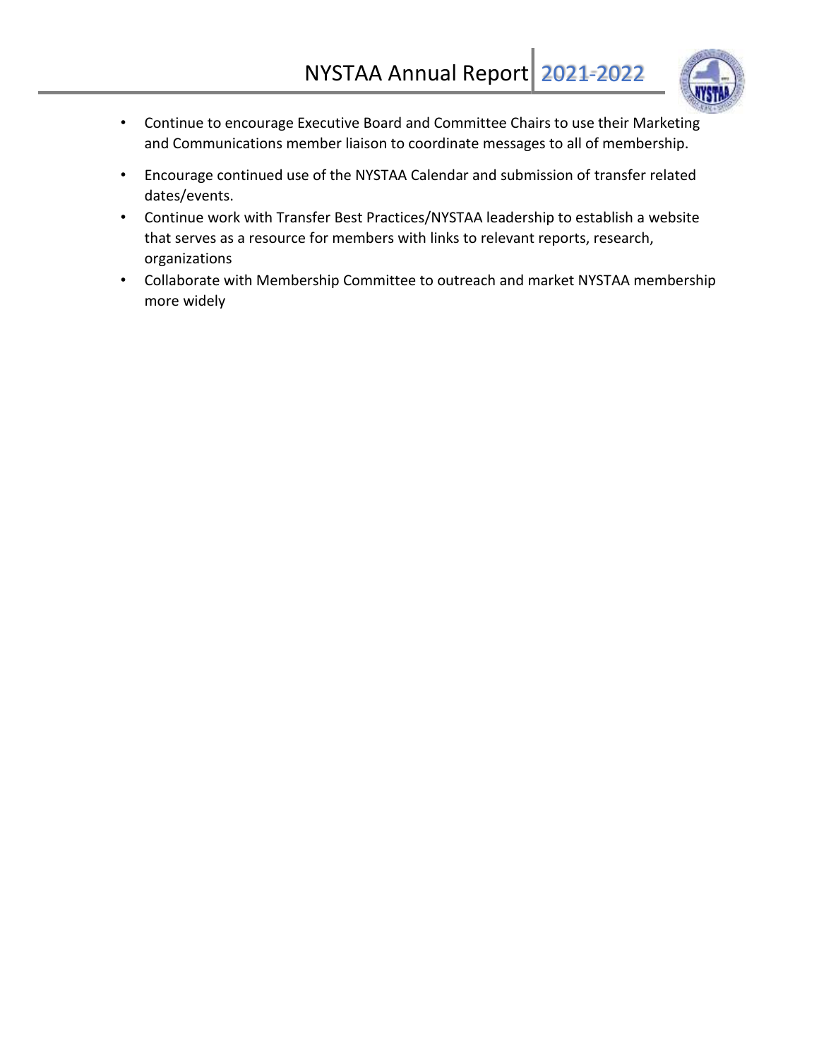- Continue to encourage Executive Board and Committee Chairs to use their Marketing and Communications member liaison to coordinate messages to all of membership.
- Encourage continued use of the NYSTAA Calendar and submission of transfer related dates/events.
- Continue work with Transfer Best Practices/NYSTAA leadership to establish a website that serves as a resource for members with links to relevant reports, research, organizations
- Collaborate with Membership Committee to outreach and market NYSTAA membership more widely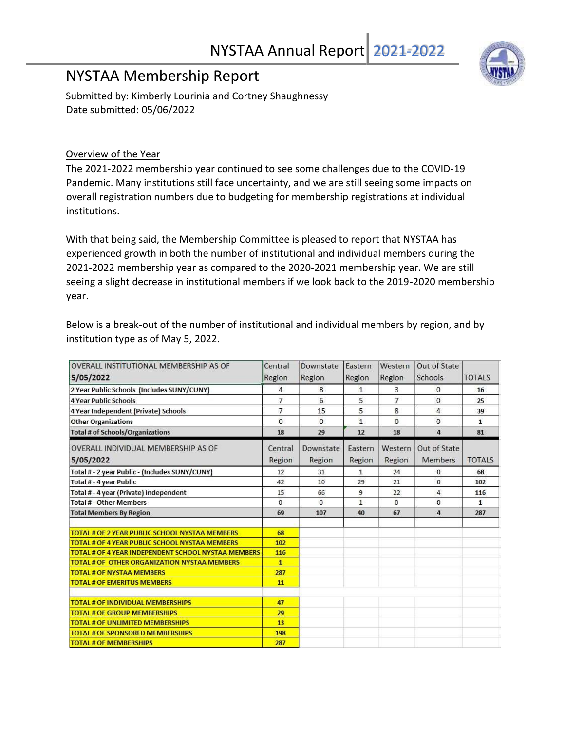## NYSTAA Membership Report

Submitted by: Kimberly Lourinia and Cortney Shaughnessy
Date submitted: 05/06/2022

### Overview of the Year

The 2021-2022 membership year continued to see some challenges due to the COVID-19 Pandemic. Many institutions still face uncertainty, and we are still seeing some impacts on overall registration numbers due to budgeting for membership registrations at individual institutions.

With that being said, the Membership Committee is pleased to report that NYSTAA has experienced growth in both the number of institutional and individual members during the 2021-2022 membership year as compared to the 2020-2021 membership year. We are still seeing a slight decrease in institutional members if we look back to the 2019-2020 membership year.

Below is a break-out of the number of institutional and individual members by region, and by institution type as of May 5, 2022.

| OVERALL INSTITUTIONAL MEMBERSHIP AS OF 5/05/2022 | Central Region | Downstate Region | Eastern Region | Western Region | Out of State Schools | TOTALS |
|---|---|---|---|---|---|---|
| 2 Year Public Schools (Includes SUNY/CUNY) | 4 | 8 | 1 | 3 | 0 | 16 |
| 4 Year Public Schools | 7 | 6 | 5 | 7 | 0 | 25 |
| 4 Year Independent (Private) Schools | 7 | 15 | 5 | 8 | 4 | 39 |
| Other Organizations | 0 | 0 | 1 | 0 | 0 | 1 |
| Total # of Schools/Organizations | 18 | 29 | 12 | 18 | 4 | 81 |

| OVERALL INDIVIDUAL MEMBERSHIP AS OF 5/05/2022 | Central Region | Downstate Region | Eastern Region | Western Region | Out of State Members | TOTALS |
|---|---|---|---|---|---|---|
| Total # - 2 year Public - (Includes SUNY/CUNY) | 12 | 31 | 1 | 24 | 0 | 68 |
| Total # - 4 year Public | 42 | 10 | 29 | 21 | 0 | 102 |
| Total # - 4 year (Private) Independent | 15 | 66 | 9 | 22 | 4 | 116 |
| Total # - Other Members | 0 | 0 | 1 | 0 | 0 | 1 |
| Total Members By Region | 69 | 107 | 40 | 67 | 4 | 287 |

| | |
|---|---|
| TOTAL # OF 2 YEAR PUBLIC SCHOOL NYSTAA MEMBERS | 68 |
| TOTAL # OF 4 YEAR PUBLIC SCHOOL NYSTAA MEMBERS | 102 |
| TOTAL # OF 4 YEAR INDEPENDENT SCHOOL NYSTAA MEMBERS | 116 |
| TOTAL # OF OTHER ORGANIZATION NYSTAA MEMBERS | 1 |
| TOTAL # OF NYSTAA MEMBERS | 287 |
| TOTAL # OF EMERITUS MEMBERS | 11 |
| | |
| TOTAL # OF INDIVIDUAL MEMBERSHIPS | 47 |
| TOTAL # OF GROUP MEMBERSHIPS | 29 |
| TOTAL # OF UNLIMITED MEMBERSHIPS | 13 |
| TOTAL # OF SPONSORED MEMBERSHIPS | 198 |
| TOTAL # OF MEMBERSHIPS | 287 |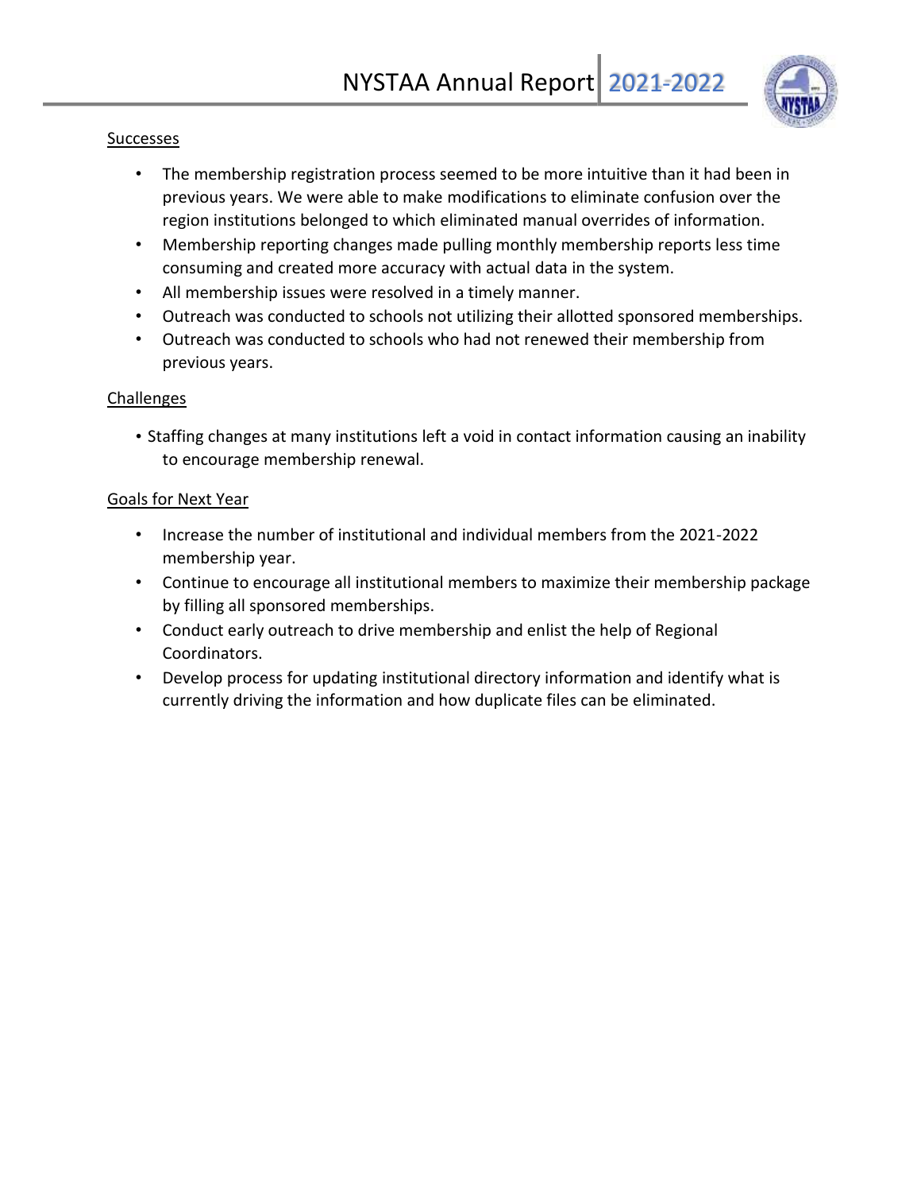Successes

- The membership registration process seemed to be more intuitive than it had been in previous years. We were able to make modifications to eliminate confusion over the region institutions belonged to which eliminated manual overrides of information.
- Membership reporting changes made pulling monthly membership reports less time consuming and created more accuracy with actual data in the system.
- All membership issues were resolved in a timely manner.
- Outreach was conducted to schools not utilizing their allotted sponsored memberships.
- Outreach was conducted to schools who had not renewed their membership from previous years.

Challenges

- Staffing changes at many institutions left a void in contact information causing an inability to encourage membership renewal.

Goals for Next Year

- Increase the number of institutional and individual members from the 2021-2022 membership year.
- Continue to encourage all institutional members to maximize their membership package by filling all sponsored memberships.
- Conduct early outreach to drive membership and enlist the help of Regional Coordinators.
- Develop process for updating institutional directory information and identify what is currently driving the information and how duplicate files can be eliminated.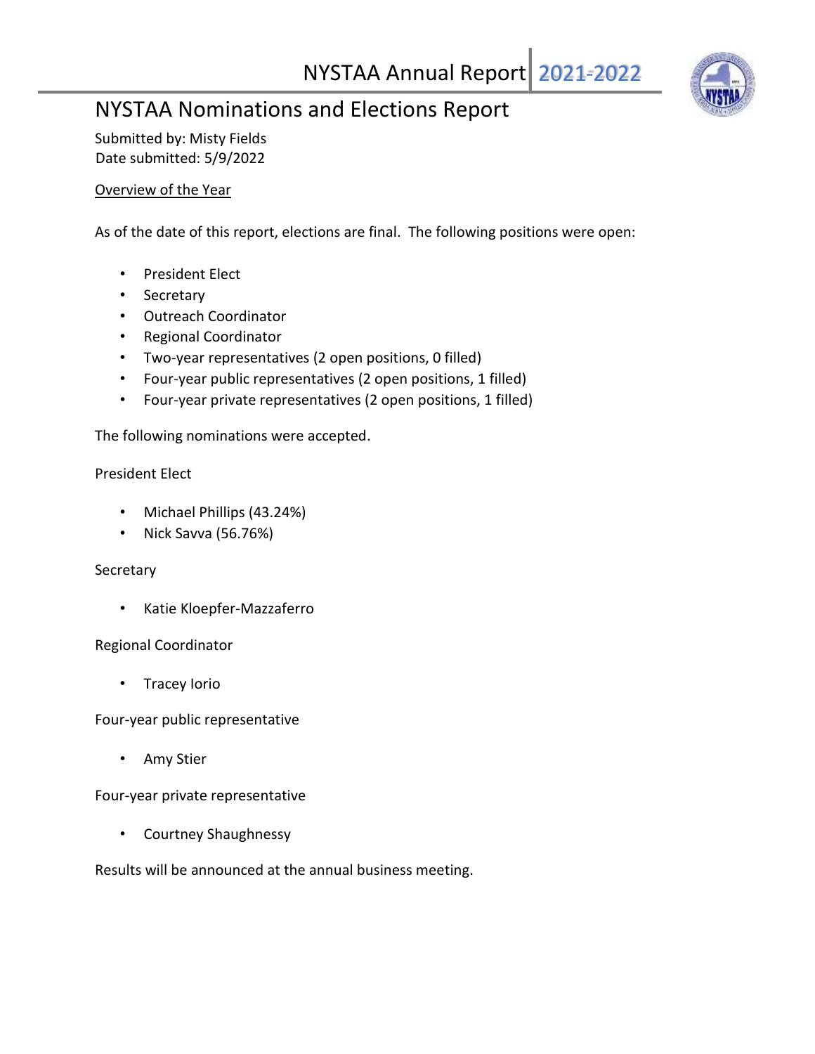## NYSTAA Nominations and Elections Report

Submitted by: Misty Fields
Date submitted: 5/9/2022

Overview of the Year

As of the date of this report, elections are final. The following positions were open:

- President Elect
- Secretary
- Outreach Coordinator
- Regional Coordinator
- Two-year representatives (2 open positions, 0 filled)
- Four-year public representatives (2 open positions, 1 filled)
- Four-year private representatives (2 open positions, 1 filled)

The following nominations were accepted.

President Elect

- Michael Phillips (43.24%)
- Nick Savva (56.76%)

Secretary

- Katie Kloepfer-Mazzaferro

Regional Coordinator

- Tracey Iorio

Four-year public representative

- Amy Stier

Four-year private representative

- Courtney Shaughnessy

Results will be announced at the annual business meeting.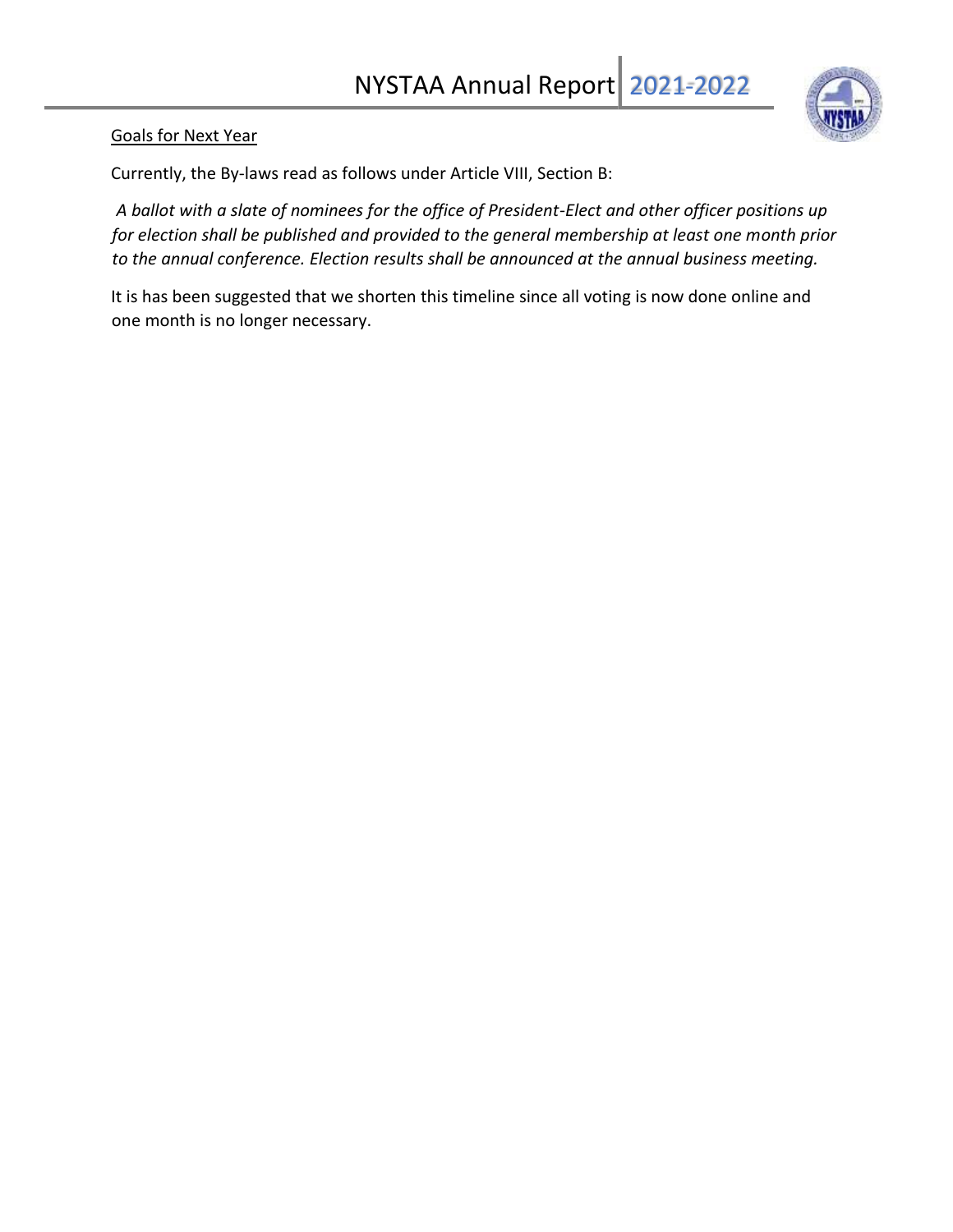<u>Goals for Next Year</u>

Currently, the By-laws read as follows under Article VIII, Section B:

*A ballot with a slate of nominees for the office of President-Elect and other officer positions up for election shall be published and provided to the general membership at least one month prior to the annual conference. Election results shall be announced at the annual business meeting.*

It is has been suggested that we shorten this timeline since all voting is now done online and one month is no longer necessary.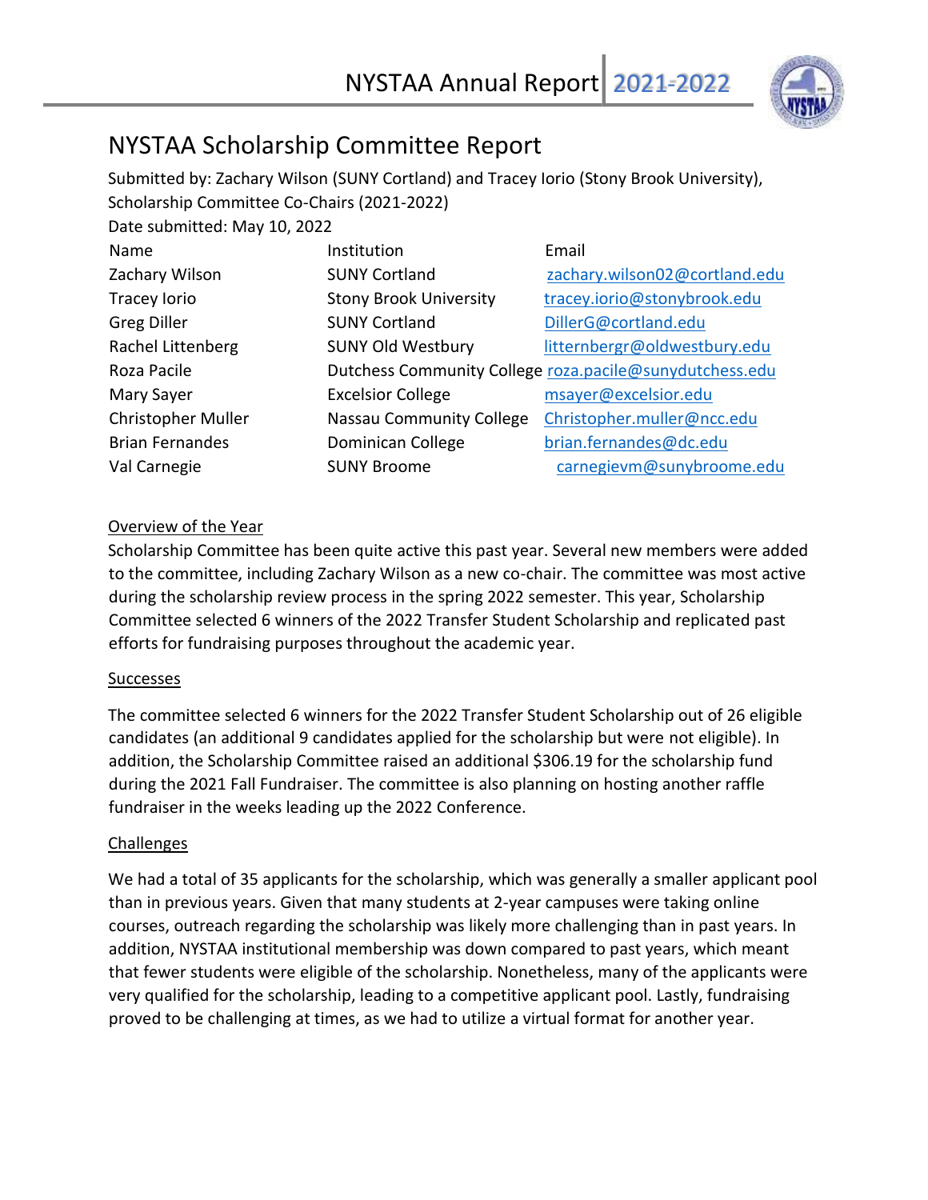# NYSTAA Scholarship Committee Report

Submitted by: Zachary Wilson (SUNY Cortland) and Tracey Iorio (Stony Brook University), Scholarship Committee Co-Chairs (2021-2022)

Date submitted: May 10, 2022

| Name | Institution | Email |
|---|---|---|
| Zachary Wilson | SUNY Cortland | zachary.wilson02@cortland.edu |
| Tracey Iorio | Stony Brook University | tracey.iorio@stonybrook.edu |
| Greg Diller | SUNY Cortland | DillerG@cortland.edu |
| Rachel Littenberg | SUNY Old Westbury | litternbergr@oldwestbury.edu |
| Roza Pacile | Dutchess Community College | roza.pacile@sunydutchess.edu |
| Mary Sayer | Excelsior College | msayer@excelsior.edu |
| Christopher Muller | Nassau Community College | Christopher.muller@ncc.edu |
| Brian Fernandes | Dominican College | brian.fernandes@dc.edu |
| Val Carnegie | SUNY Broome | carnegievm@sunybroome.edu |

## Overview of the Year

Scholarship Committee has been quite active this past year. Several new members were added to the committee, including Zachary Wilson as a new co-chair. The committee was most active during the scholarship review process in the spring 2022 semester. This year, Scholarship Committee selected 6 winners of the 2022 Transfer Student Scholarship and replicated past efforts for fundraising purposes throughout the academic year.

## Successes

The committee selected 6 winners for the 2022 Transfer Student Scholarship out of 26 eligible candidates (an additional 9 candidates applied for the scholarship but were not eligible). In addition, the Scholarship Committee raised an additional $306.19 for the scholarship fund during the 2021 Fall Fundraiser. The committee is also planning on hosting another raffle fundraiser in the weeks leading up the 2022 Conference.

## Challenges

We had a total of 35 applicants for the scholarship, which was generally a smaller applicant pool than in previous years. Given that many students at 2-year campuses were taking online courses, outreach regarding the scholarship was likely more challenging than in past years. In addition, NYSTAA institutional membership was down compared to past years, which meant that fewer students were eligible of the scholarship. Nonetheless, many of the applicants were very qualified for the scholarship, leading to a competitive applicant pool. Lastly, fundraising proved to be challenging at times, as we had to utilize a virtual format for another year.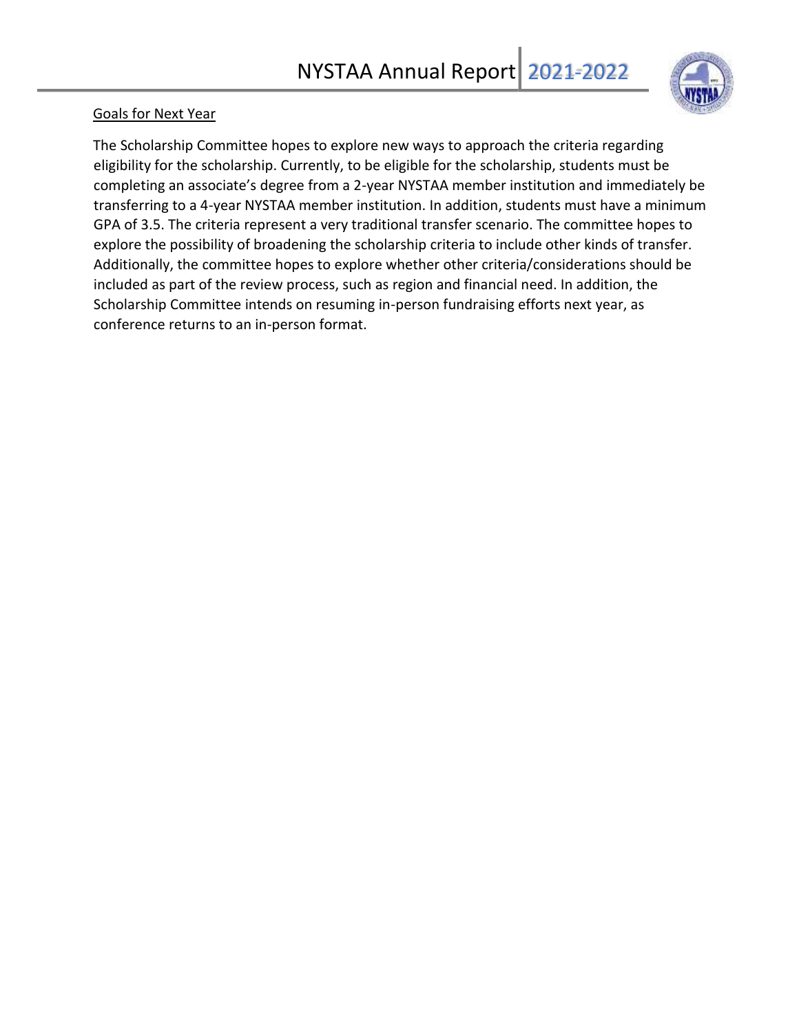Goals for Next Year

The Scholarship Committee hopes to explore new ways to approach the criteria regarding eligibility for the scholarship. Currently, to be eligible for the scholarship, students must be completing an associate's degree from a 2-year NYSTAA member institution and immediately be transferring to a 4-year NYSTAA member institution. In addition, students must have a minimum GPA of 3.5. The criteria represent a very traditional transfer scenario. The committee hopes to explore the possibility of broadening the scholarship criteria to include other kinds of transfer. Additionally, the committee hopes to explore whether other criteria/considerations should be included as part of the review process, such as region and financial need. In addition, the Scholarship Committee intends on resuming in-person fundraising efforts next year, as conference returns to an in-person format.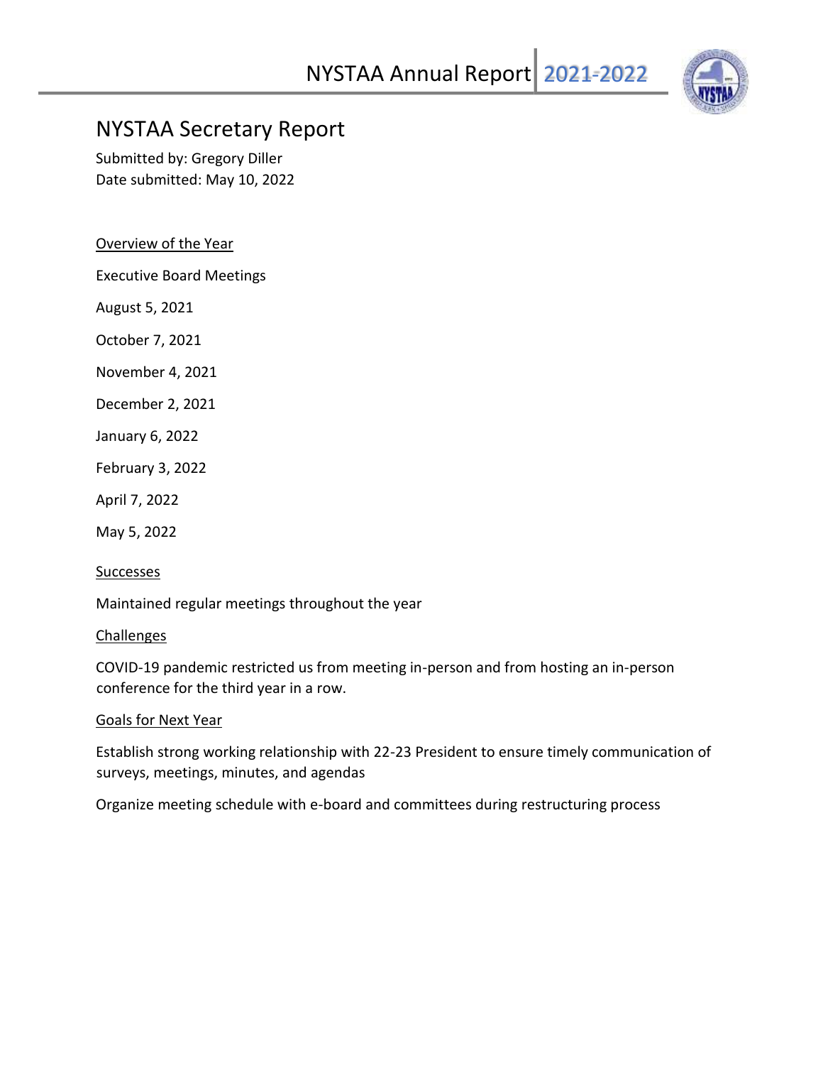# NYSTAA Secretary Report

Submitted by: Gregory Diller
Date submitted: May 10, 2022

## Overview of the Year

Executive Board Meetings

August 5, 2021

October 7, 2021

November 4, 2021

December 2, 2021

January 6, 2022

February 3, 2022

April 7, 2022

May 5, 2022

## Successes

Maintained regular meetings throughout the year

## Challenges

COVID-19 pandemic restricted us from meeting in-person and from hosting an in-person conference for the third year in a row.

## Goals for Next Year

Establish strong working relationship with 22-23 President to ensure timely communication of surveys, meetings, minutes, and agendas

Organize meeting schedule with e-board and committees during restructuring process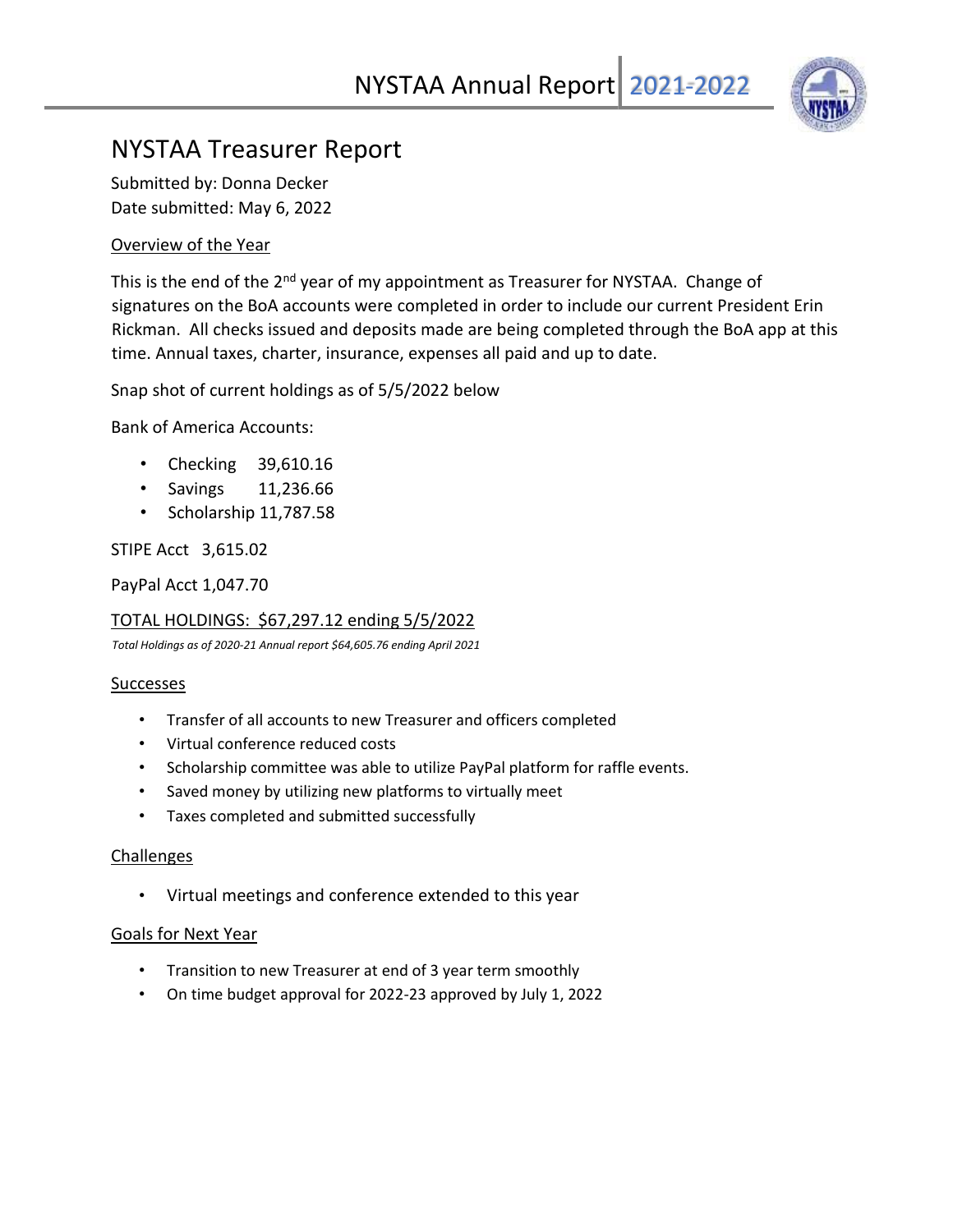# NYSTAA Treasurer Report

Submitted by: Donna Decker
Date submitted: May 6, 2022

## Overview of the Year

This is the end of the 2nd year of my appointment as Treasurer for NYSTAA. Change of signatures on the BoA accounts were completed in order to include our current President Erin Rickman. All checks issued and deposits made are being completed through the BoA app at this time. Annual taxes, charter, insurance, expenses all paid and up to date.

Snap shot of current holdings as of 5/5/2022 below

Bank of America Accounts:

- Checking 39,610.16
- Savings 11,236.66
- Scholarship 11,787.58

STIPE Acct 3,615.02

PayPal Acct 1,047.70

TOTAL HOLDINGS: $67,297.12 ending 5/5/2022

*Total Holdings as of 2020-21 Annual report $64,605.76 ending April 2021*

## Successes

- Transfer of all accounts to new Treasurer and officers completed
- Virtual conference reduced costs
- Scholarship committee was able to utilize PayPal platform for raffle events.
- Saved money by utilizing new platforms to virtually meet
- Taxes completed and submitted successfully

## Challenges

- Virtual meetings and conference extended to this year

## Goals for Next Year

- Transition to new Treasurer at end of 3 year term smoothly
- On time budget approval for 2022-23 approved by July 1, 2022